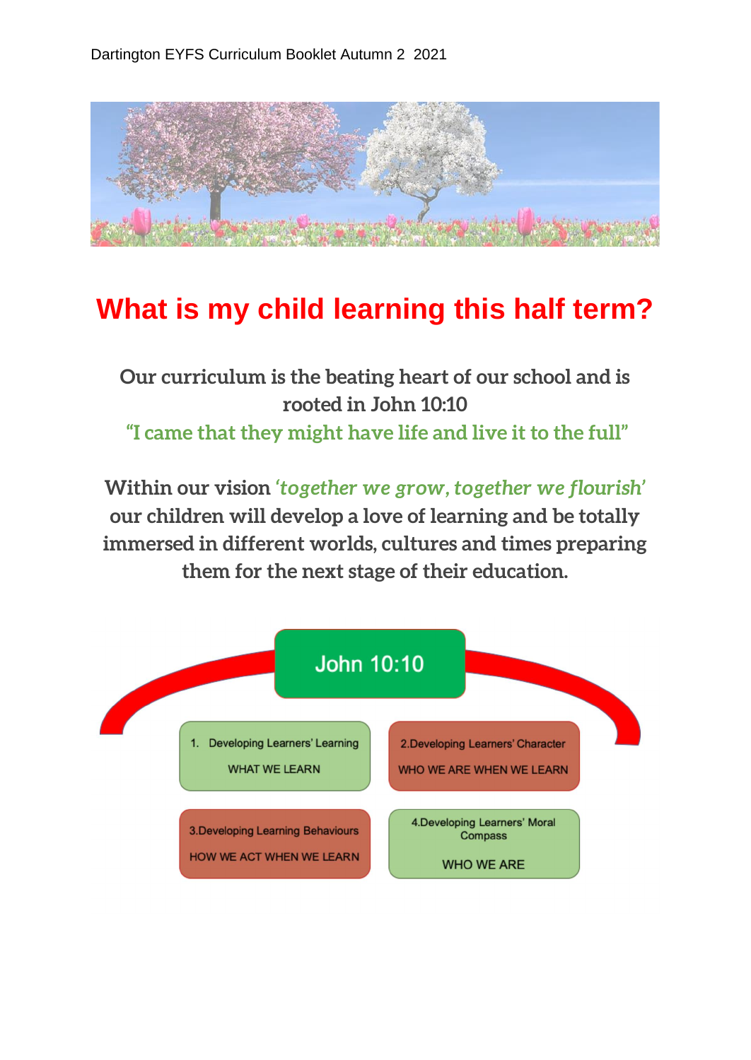Dartington EYFS Curriculum Booklet Autumn 2 2021

# What is my child learning this half term?

**Our curriculum is the beating heart of our school and is rooted in John 10:10**

**"I came that they might have life and live it to the full"**

**Within our vision *'together we grow, together we flourish'* our children will develop a love of learning and be totally immersed in different worlds, cultures and times preparing them for the next stage of their education.**

John 10:10

1. Developing Learners' Learning
   WHAT WE LEARN

2. Developing Learners' Character
   WHO WE ARE WHEN WE LEARN

3. Developing Learning Behaviours
   HOW WE ACT WHEN WE LEARN

4. Developing Learners' Moral Compass
   WHO WE ARE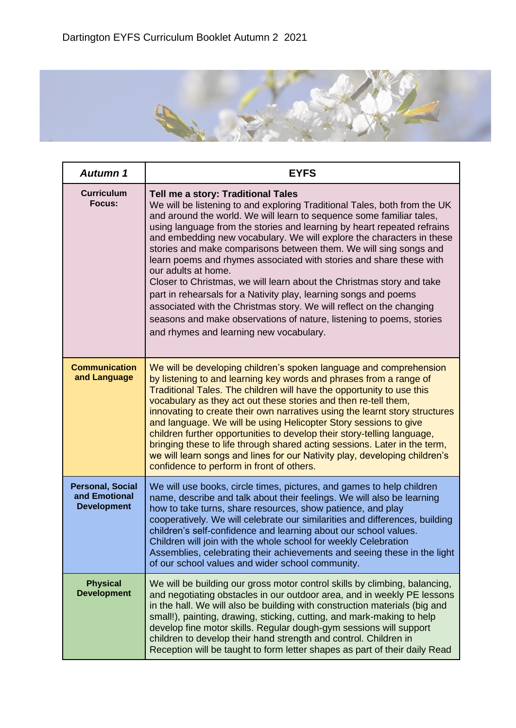Dartington EYFS Curriculum Booklet Autumn 2 2021

| *Autumn 1* | EYFS |
|---|---|
| **Curriculum Focus:** | **Tell me a story: Traditional Tales** We will be listening to and exploring Traditional Tales, both from the UK and around the world. We will learn to sequence some familiar tales, using language from the stories and learning by heart repeated refrains and embedding new vocabulary. We will explore the characters in these stories and make comparisons between them. We will sing songs and learn poems and rhymes associated with stories and share these with our adults at home. Closer to Christmas, we will learn about the Christmas story and take part in rehearsals for a Nativity play, learning songs and poems associated with the Christmas story. We will reflect on the changing seasons and make observations of nature, listening to poems, stories and rhymes and learning new vocabulary. |
| **Communication and Language** | We will be developing children's spoken language and comprehension by listening to and learning key words and phrases from a range of Traditional Tales. The children will have the opportunity to use this vocabulary as they act out these stories and then re-tell them, innovating to create their own narratives using the learnt story structures and language. We will be using Helicopter Story sessions to give children further opportunities to develop their story-telling language, bringing these to life through shared acting sessions. Later in the term, we will learn songs and lines for our Nativity play, developing children's confidence to perform in front of others. |
| **Personal, Social and Emotional Development** | We will use books, circle times, pictures, and games to help children name, describe and talk about their feelings. We will also be learning how to take turns, share resources, show patience, and play cooperatively. We will celebrate our similarities and differences, building children's self-confidence and learning about our school values. Children will join with the whole school for weekly Celebration Assemblies, celebrating their achievements and seeing these in the light of our school values and wider school community. |
| **Physical Development** | We will be building our gross motor control skills by climbing, balancing, and negotiating obstacles in our outdoor area, and in weekly PE lessons in the hall. We will also be building with construction materials (big and small!), painting, drawing, sticking, cutting, and mark-making to help develop fine motor skills. Regular dough-gym sessions will support children to develop their hand strength and control. Children in Reception will be taught to form letter shapes as part of their daily Read |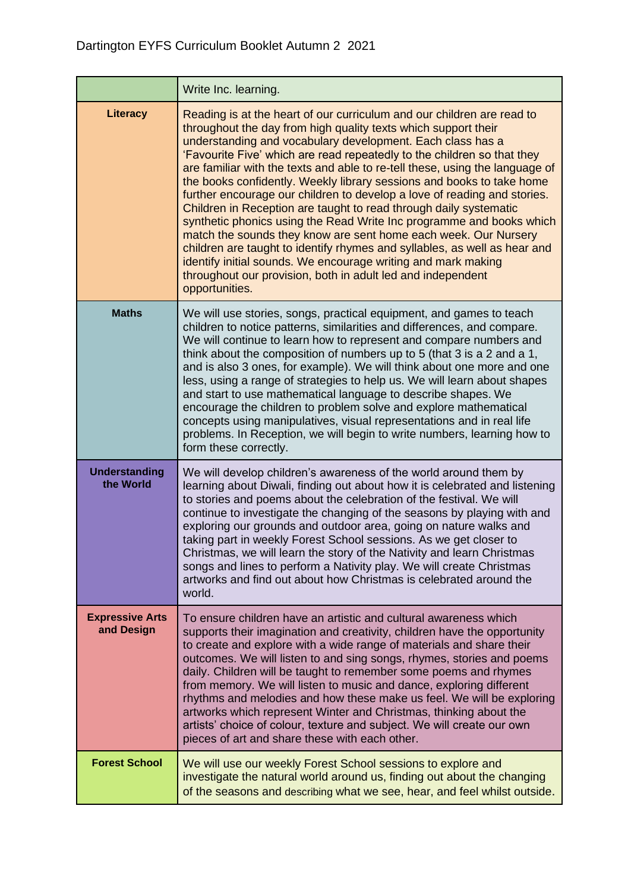| | |
|---|---|
| | Write Inc. learning. |
| **Literacy** | Reading is at the heart of our curriculum and our children are read to throughout the day from high quality texts which support their understanding and vocabulary development. Each class has a 'Favourite Five' which are read repeatedly to the children so that they are familiar with the texts and able to re-tell these, using the language of the books confidently. Weekly library sessions and books to take home further encourage our children to develop a love of reading and stories. Children in Reception are taught to read through daily systematic synthetic phonics using the Read Write Inc programme and books which match the sounds they know are sent home each week. Our Nursery children are taught to identify rhymes and syllables, as well as hear and identify initial sounds. We encourage writing and mark making throughout our provision, both in adult led and independent opportunities. |
| **Maths** | We will use stories, songs, practical equipment, and games to teach children to notice patterns, similarities and differences, and compare. We will continue to learn how to represent and compare numbers and think about the composition of numbers up to 5 (that 3 is a 2 and a 1, and is also 3 ones, for example). We will think about one more and one less, using a range of strategies to help us. We will learn about shapes and start to use mathematical language to describe shapes. We encourage the children to problem solve and explore mathematical concepts using manipulatives, visual representations and in real life problems. In Reception, we will begin to write numbers, learning how to form these correctly. |
| **Understanding the World** | We will develop children's awareness of the world around them by learning about Diwali, finding out about how it is celebrated and listening to stories and poems about the celebration of the festival. We will continue to investigate the changing of the seasons by playing with and exploring our grounds and outdoor area, going on nature walks and taking part in weekly Forest School sessions. As we get closer to Christmas, we will learn the story of the Nativity and learn Christmas songs and lines to perform a Nativity play. We will create Christmas artworks and find out about how Christmas is celebrated around the world. |
| **Expressive Arts and Design** | To ensure children have an artistic and cultural awareness which supports their imagination and creativity, children have the opportunity to create and explore with a wide range of materials and share their outcomes. We will listen to and sing songs, rhymes, stories and poems daily. Children will be taught to remember some poems and rhymes from memory. We will listen to music and dance, exploring different rhythms and melodies and how these make us feel. We will be exploring artworks which represent Winter and Christmas, thinking about the artists' choice of colour, texture and subject. We will create our own pieces of art and share these with each other. |
| **Forest School** | We will use our weekly Forest School sessions to explore and investigate the natural world around us, finding out about the changing of the seasons and describing what we see, hear, and feel whilst outside. |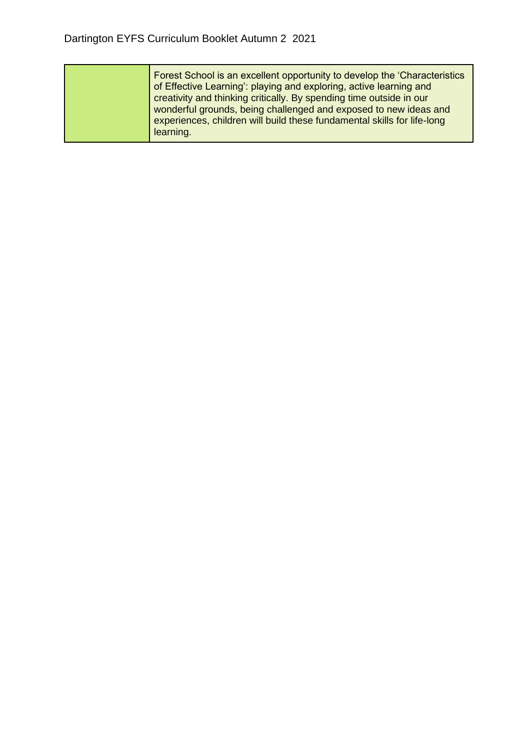| | |
|---|---|
| | Forest School is an excellent opportunity to develop the 'Characteristics of Effective Learning': playing and exploring, active learning and creativity and thinking critically. By spending time outside in our wonderful grounds, being challenged and exposed to new ideas and experiences, children will build these fundamental skills for life-long learning. |